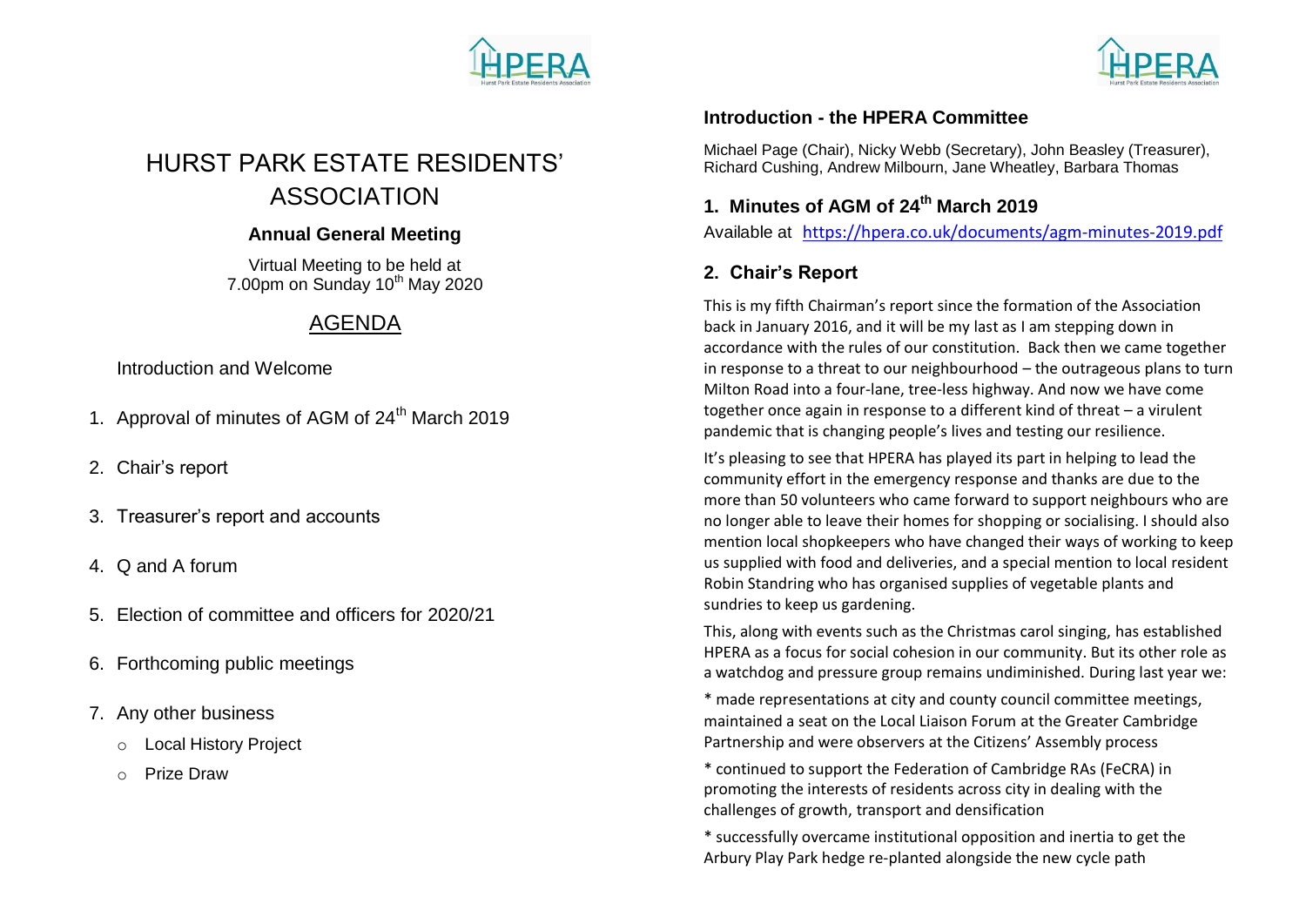# HURST PARK ESTATE RESIDENTS' ASSOCIATION

### Annual General Meeting

Virtual Meeting to be held at
7.00pm on Sunday 10th May 2020

## AGENDA

Introduction and Welcome

1. Approval of minutes of AGM of 24th March 2019
2. Chair's report
3. Treasurer's report and accounts
4. Q and A forum
5. Election of committee and officers for 2020/21
6. Forthcoming public meetings
7. Any other business
   - Local History Project
   - Prize Draw

### Introduction - the HPERA Committee

Michael Page (Chair), Nicky Webb (Secretary), John Beasley (Treasurer), Richard Cushing, Andrew Milbourn, Jane Wheatley, Barbara Thomas

### 1. Minutes of AGM of 24th March 2019

Available at https://hpera.co.uk/documents/agm-minutes-2019.pdf

### 2. Chair's Report

This is my fifth Chairman's report since the formation of the Association back in January 2016, and it will be my last as I am stepping down in accordance with the rules of our constitution. Back then we came together in response to a threat to our neighbourhood – the outrageous plans to turn Milton Road into a four-lane, tree-less highway. And now we have come together once again in response to a different kind of threat – a virulent pandemic that is changing people's lives and testing our resilience.

It's pleasing to see that HPERA has played its part in helping to lead the community effort in the emergency response and thanks are due to the more than 50 volunteers who came forward to support neighbours who are no longer able to leave their homes for shopping or socialising. I should also mention local shopkeepers who have changed their ways of working to keep us supplied with food and deliveries, and a special mention to local resident Robin Standring who has organised supplies of vegetable plants and sundries to keep us gardening.

This, along with events such as the Christmas carol singing, has established HPERA as a focus for social cohesion in our community. But its other role as a watchdog and pressure group remains undiminished. During last year we:

* made representations at city and county council committee meetings, maintained a seat on the Local Liaison Forum at the Greater Cambridge Partnership and were observers at the Citizens' Assembly process

* continued to support the Federation of Cambridge RAs (FeCRA) in promoting the interests of residents across city in dealing with the challenges of growth, transport and densification

* successfully overcame institutional opposition and inertia to get the Arbury Play Park hedge re-planted alongside the new cycle path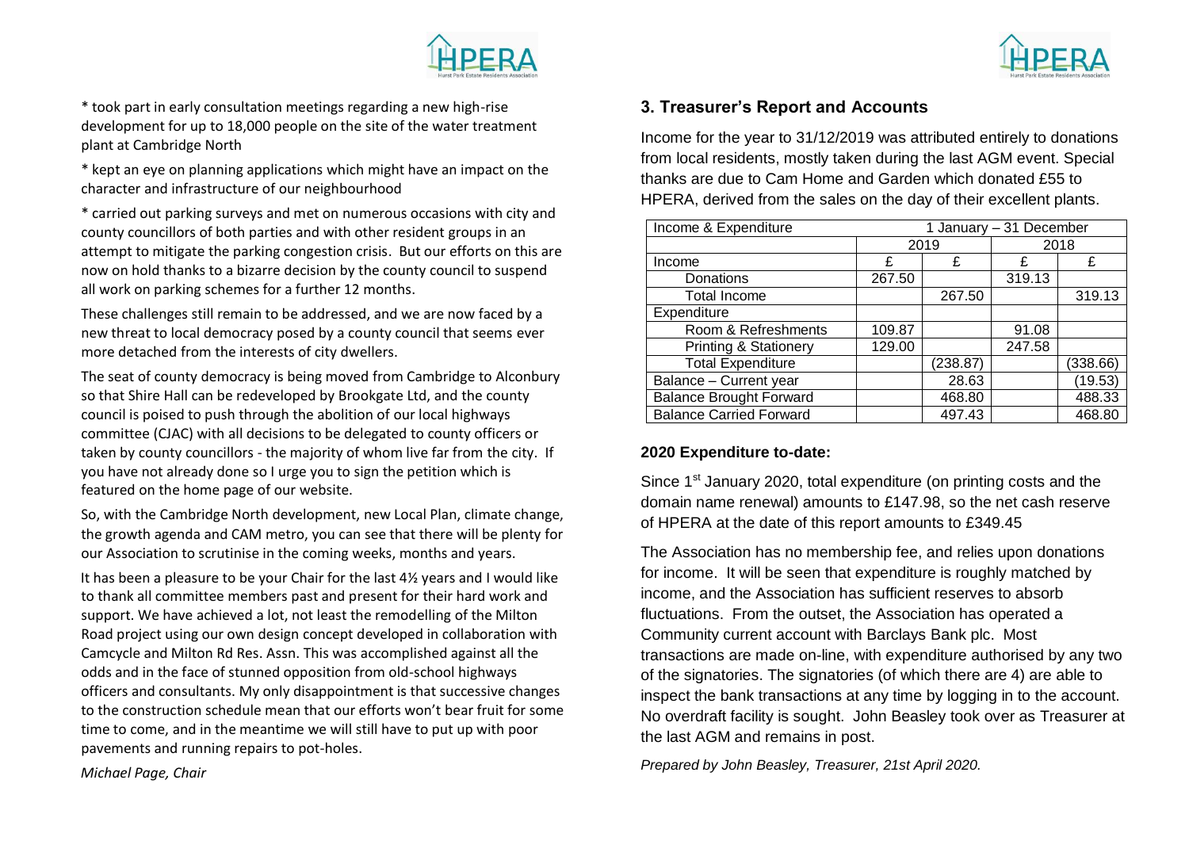* took part in early consultation meetings regarding a new high-rise development for up to 18,000 people on the site of the water treatment plant at Cambridge North

* kept an eye on planning applications which might have an impact on the character and infrastructure of our neighbourhood

* carried out parking surveys and met on numerous occasions with city and county councillors of both parties and with other resident groups in an attempt to mitigate the parking congestion crisis. But our efforts on this are now on hold thanks to a bizarre decision by the county council to suspend all work on parking schemes for a further 12 months.

These challenges still remain to be addressed, and we are now faced by a new threat to local democracy posed by a county council that seems ever more detached from the interests of city dwellers.

The seat of county democracy is being moved from Cambridge to Alconbury so that Shire Hall can be redeveloped by Brookgate Ltd, and the county council is poised to push through the abolition of our local highways committee (CJAC) with all decisions to be delegated to county officers or taken by county councillors - the majority of whom live far from the city. If you have not already done so I urge you to sign the petition which is featured on the home page of our website.

So, with the Cambridge North development, new Local Plan, climate change, the growth agenda and CAM metro, you can see that there will be plenty for our Association to scrutinise in the coming weeks, months and years.

It has been a pleasure to be your Chair for the last 4½ years and I would like to thank all committee members past and present for their hard work and support. We have achieved a lot, not least the remodelling of the Milton Road project using our own design concept developed in collaboration with Camcycle and Milton Rd Res. Assn. This was accomplished against all the odds and in the face of stunned opposition from old-school highways officers and consultants. My only disappointment is that successive changes to the construction schedule mean that our efforts won't bear fruit for some time to come, and in the meantime we will still have to put up with poor pavements and running repairs to pot-holes.

*Michael Page, Chair*

## 3. Treasurer's Report and Accounts

Income for the year to 31/12/2019 was attributed entirely to donations from local residents, mostly taken during the last AGM event. Special thanks are due to Cam Home and Garden which donated £55 to HPERA, derived from the sales on the day of their excellent plants.

| Income & Expenditure | 1 January – 31 December | | | |
|---|---|---|---|---|
| | 2019 | | 2018 | |
| Income | £ | £ | £ | £ |
| Donations | 267.50 | | 319.13 | |
| Total Income | | 267.50 | | 319.13 |
| Expenditure | | | | |
| Room & Refreshments | 109.87 | | 91.08 | |
| Printing & Stationery | 129.00 | | 247.58 | |
| Total Expenditure | | (238.87) | | (338.66) |
| Balance – Current year | | 28.63 | | (19.53) |
| Balance Brought Forward | | 468.80 | | 488.33 |
| Balance Carried Forward | | 497.43 | | 468.80 |

**2020 Expenditure to-date:**

Since 1st January 2020, total expenditure (on printing costs and the domain name renewal) amounts to £147.98, so the net cash reserve of HPERA at the date of this report amounts to £349.45

The Association has no membership fee, and relies upon donations for income. It will be seen that expenditure is roughly matched by income, and the Association has sufficient reserves to absorb fluctuations. From the outset, the Association has operated a Community current account with Barclays Bank plc. Most transactions are made on-line, with expenditure authorised by any two of the signatories. The signatories (of which there are 4) are able to inspect the bank transactions at any time by logging in to the account. No overdraft facility is sought. John Beasley took over as Treasurer at the last AGM and remains in post.

*Prepared by John Beasley, Treasurer, 21st April 2020.*